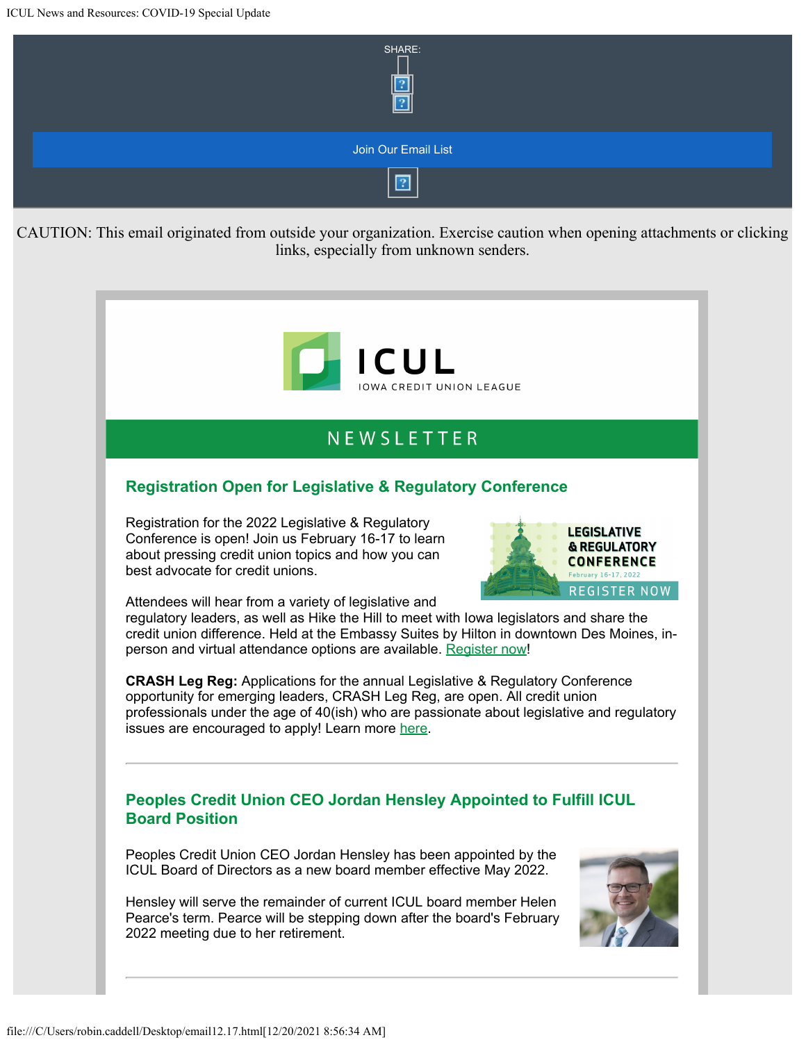SHARE:

Join Our Email List

CAUTION: This email originated from outside your organization. Exercise caution when opening attachments or clicking links, especially from unknown senders.

ICUL

IOWA CREDIT UNION LEAGUE

NEWSLETTER

## Registration Open for Legislative & Regulatory Conference

Registration for the 2022 Legislative & Regulatory Conference is open! Join us February 16-17 to learn about pressing credit union topics and how you can best advocate for credit unions.

Attendees will hear from a variety of legislative and regulatory leaders, as well as Hike the Hill to meet with Iowa legislators and share the credit union difference. Held at the Embassy Suites by Hilton in downtown Des Moines, in-person and virtual attendance options are available. Register now!

**CRASH Leg Reg:** Applications for the annual Legislative & Regulatory Conference opportunity for emerging leaders, CRASH Leg Reg, are open. All credit union professionals under the age of 40(ish) who are passionate about legislative and regulatory issues are encouraged to apply! Learn more here.

---

## Peoples Credit Union CEO Jordan Hensley Appointed to Fulfill ICUL Board Position

Peoples Credit Union CEO Jordan Hensley has been appointed by the ICUL Board of Directors as a new board member effective May 2022.

Hensley will serve the remainder of current ICUL board member Helen Pearce's term. Pearce will be stepping down after the board's February 2022 meeting due to her retirement.

---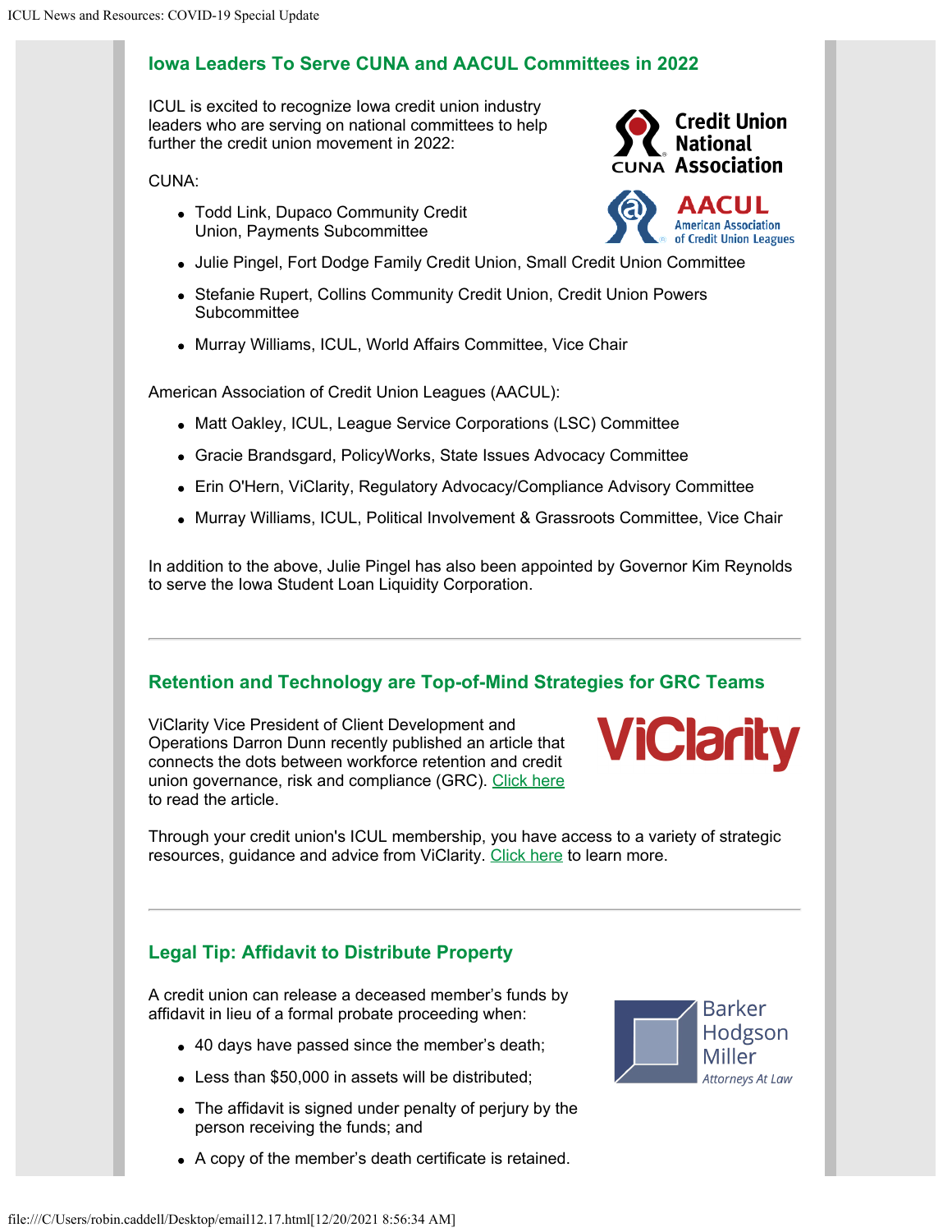## Iowa Leaders To Serve CUNA and AACUL Committees in 2022

ICUL is excited to recognize Iowa credit union industry leaders who are serving on national committees to help further the credit union movement in 2022:

CUNA:

- Todd Link, Dupaco Community Credit Union, Payments Subcommittee
- Julie Pingel, Fort Dodge Family Credit Union, Small Credit Union Committee
- Stefanie Rupert, Collins Community Credit Union, Credit Union Powers Subcommittee
- Murray Williams, ICUL, World Affairs Committee, Vice Chair

American Association of Credit Union Leagues (AACUL):

- Matt Oakley, ICUL, League Service Corporations (LSC) Committee
- Gracie Brandsgard, PolicyWorks, State Issues Advocacy Committee
- Erin O'Hern, ViClarity, Regulatory Advocacy/Compliance Advisory Committee
- Murray Williams, ICUL, Political Involvement & Grassroots Committee, Vice Chair

In addition to the above, Julie Pingel has also been appointed by Governor Kim Reynolds to serve the Iowa Student Loan Liquidity Corporation.

---

## Retention and Technology are Top-of-Mind Strategies for GRC Teams

ViClarity Vice President of Client Development and Operations Darron Dunn recently published an article that connects the dots between workforce retention and credit union governance, risk and compliance (GRC). Click here to read the article.

Through your credit union's ICUL membership, you have access to a variety of strategic resources, guidance and advice from ViClarity. Click here to learn more.

---

## Legal Tip: Affidavit to Distribute Property

A credit union can release a deceased member's funds by affidavit in lieu of a formal probate proceeding when:

- 40 days have passed since the member's death;
- Less than $50,000 in assets will be distributed;
- The affidavit is signed under penalty of perjury by the person receiving the funds; and
- A copy of the member's death certificate is retained.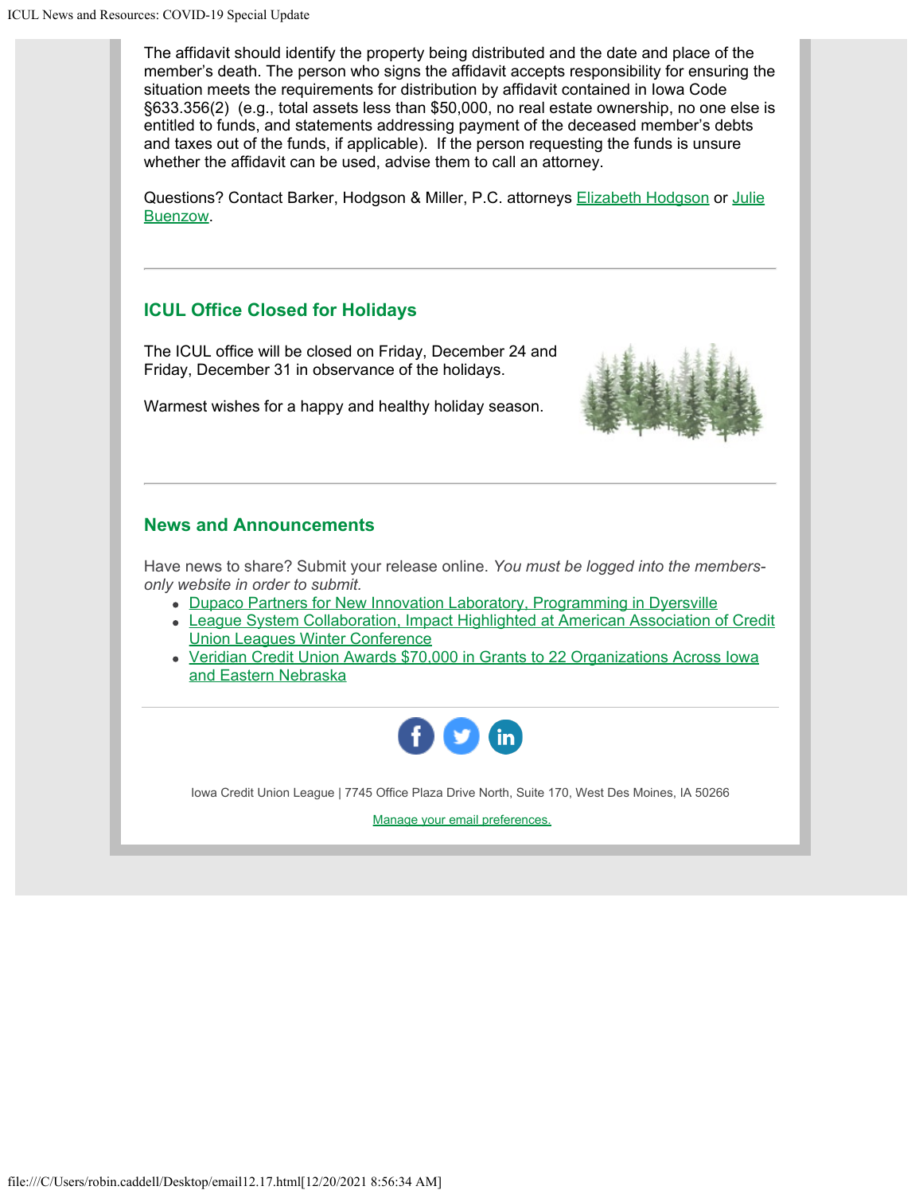The affidavit should identify the property being distributed and the date and place of the member's death. The person who signs the affidavit accepts responsibility for ensuring the situation meets the requirements for distribution by affidavit contained in Iowa Code §633.356(2) (e.g., total assets less than $50,000, no real estate ownership, no one else is entitled to funds, and statements addressing payment of the deceased member's debts and taxes out of the funds, if applicable). If the person requesting the funds is unsure whether the affidavit can be used, advise them to call an attorney.

Questions? Contact Barker, Hodgson & Miller, P.C. attorneys Elizabeth Hodgson or Julie Buenzow.

---

## ICUL Office Closed for Holidays

The ICUL office will be closed on Friday, December 24 and Friday, December 31 in observance of the holidays.

Warmest wishes for a happy and healthy holiday season.

---

## News and Announcements

Have news to share? Submit your release online. *You must be logged into the members-only website in order to submit.*

- Dupaco Partners for New Innovation Laboratory, Programming in Dyersville
- League System Collaboration, Impact Highlighted at American Association of Credit Union Leagues Winter Conference
- Veridian Credit Union Awards $70,000 in Grants to 22 Organizations Across Iowa and Eastern Nebraska

---

Iowa Credit Union League | 7745 Office Plaza Drive North, Suite 170, West Des Moines, IA 50266

Manage your email preferences.